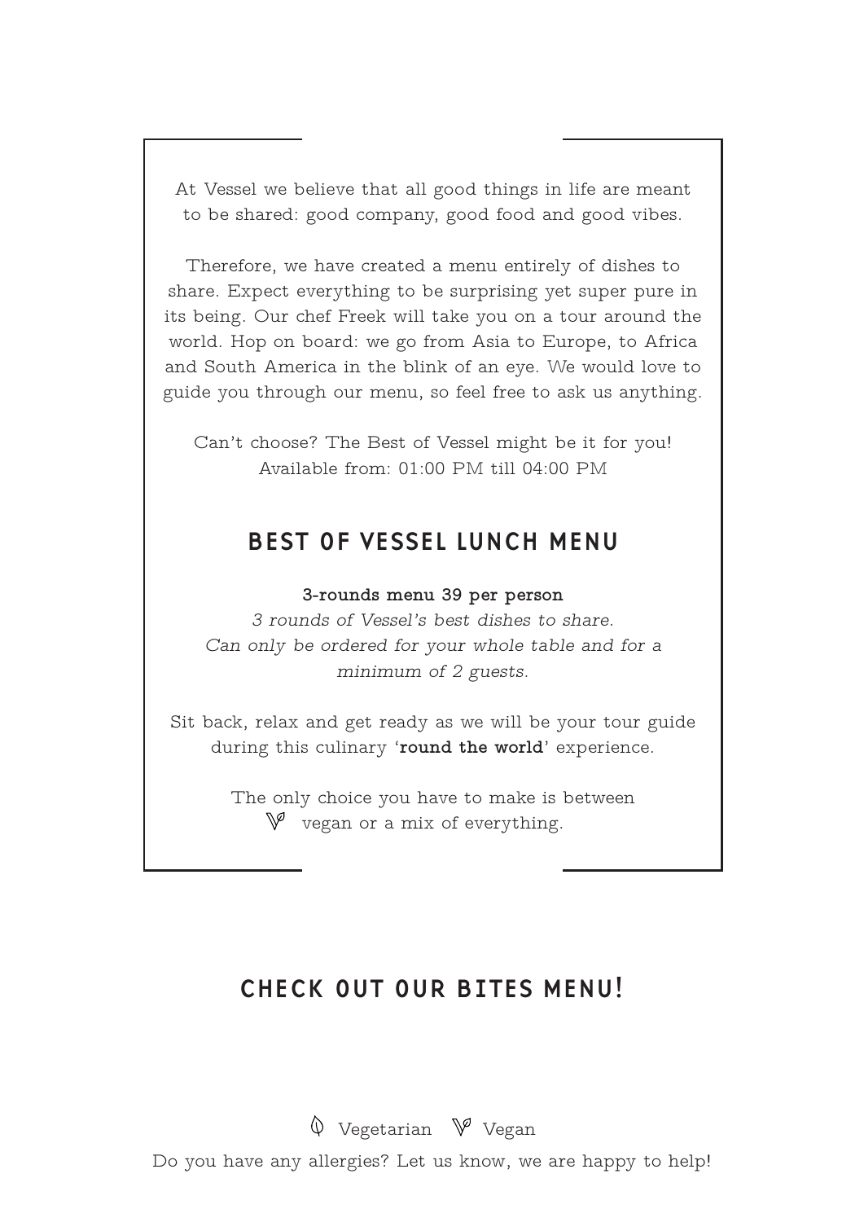At Vessel we believe that all good things in life are meant to be shared: good company, good food and good vibes.

Therefore, we have created a menu entirely of dishes to share. Expect everything to be surprising yet super pure in its being. Our chef Freek will take you on a tour around the world. Hop on board: we go from Asia to Europe, to Africa and South America in the blink of an eye. We would love to guide you through our menu, so feel free to ask us anything.

Can't choose? The Best of Vessel might be it for you!
Available from: 01:00 PM till 04:00 PM

## BEST OF VESSEL LUNCH MENU

**3-rounds menu 39 per person**

*3 rounds of Vessel's best dishes to share.*
*Can only be ordered for your whole table and for a minimum of 2 guests.*

Sit back, relax and get ready as we will be your tour guide during this culinary '**round the world**' experience.

The only choice you have to make is between
vegan or a mix of everything.

## CHECK OUT OUR BITES MENU!

Vegetarian Vegan

Do you have any allergies? Let us know, we are happy to help!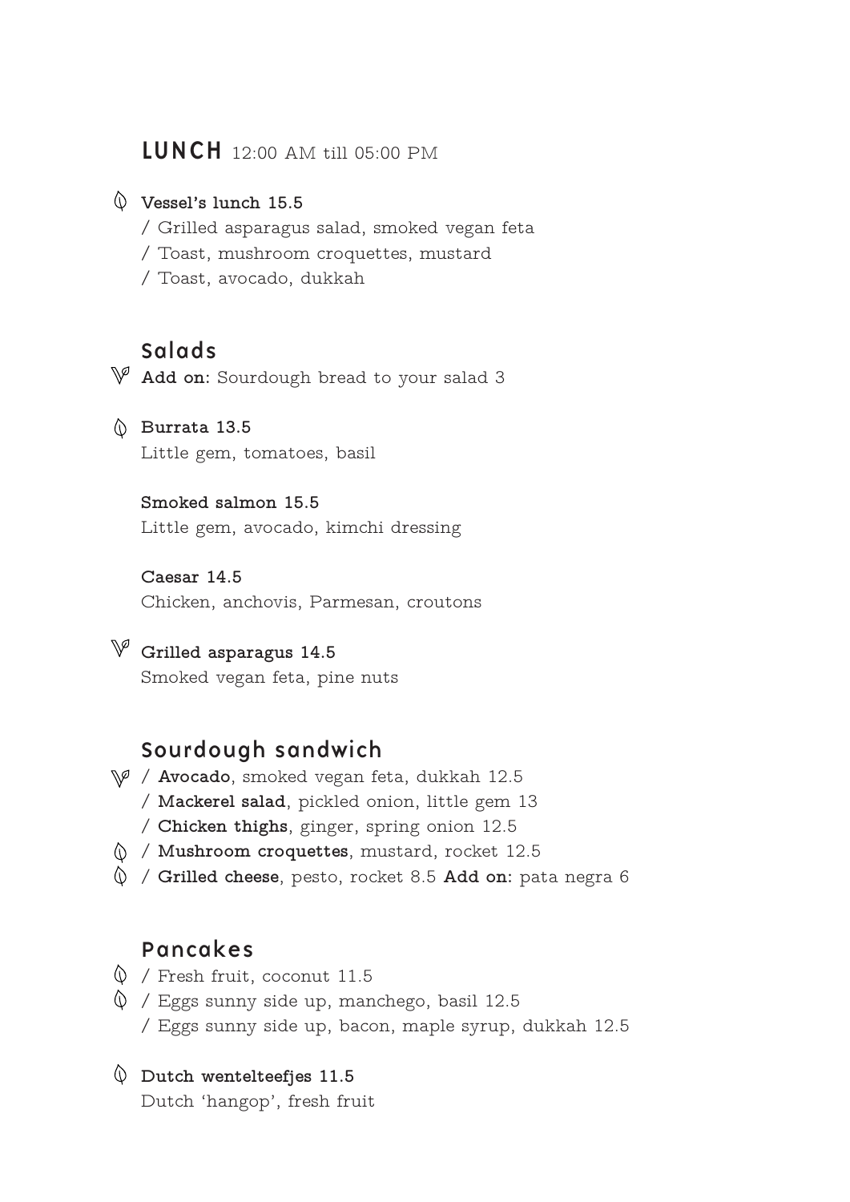## LUNCH 12:00 AM till 05:00 PM

**Vessel's lunch 15.5**

/ Grilled asparagus salad, smoked vegan feta
/ Toast, mushroom croquettes, mustard
/ Toast, avocado, dukkah

### Salads

**Add on:** Sourdough bread to your salad 3

**Burrata 13.5**
Little gem, tomatoes, basil

**Smoked salmon 15.5**
Little gem, avocado, kimchi dressing

**Caesar 14.5**
Chicken, anchovis, Parmesan, croutons

**Grilled asparagus 14.5**
Smoked vegan feta, pine nuts

### Sourdough sandwich

/ **Avocado**, smoked vegan feta, dukkah 12.5
/ **Mackerel salad**, pickled onion, little gem 13
/ **Chicken thighs**, ginger, spring onion 12.5
/ **Mushroom croquettes**, mustard, rocket 12.5
/ **Grilled cheese**, pesto, rocket 8.5 **Add on:** pata negra 6

### Pancakes

/ Fresh fruit, coconut 11.5
/ Eggs sunny side up, manchego, basil 12.5
/ Eggs sunny side up, bacon, maple syrup, dukkah 12.5

**Dutch wentelteefjes 11.5**
Dutch 'hangop', fresh fruit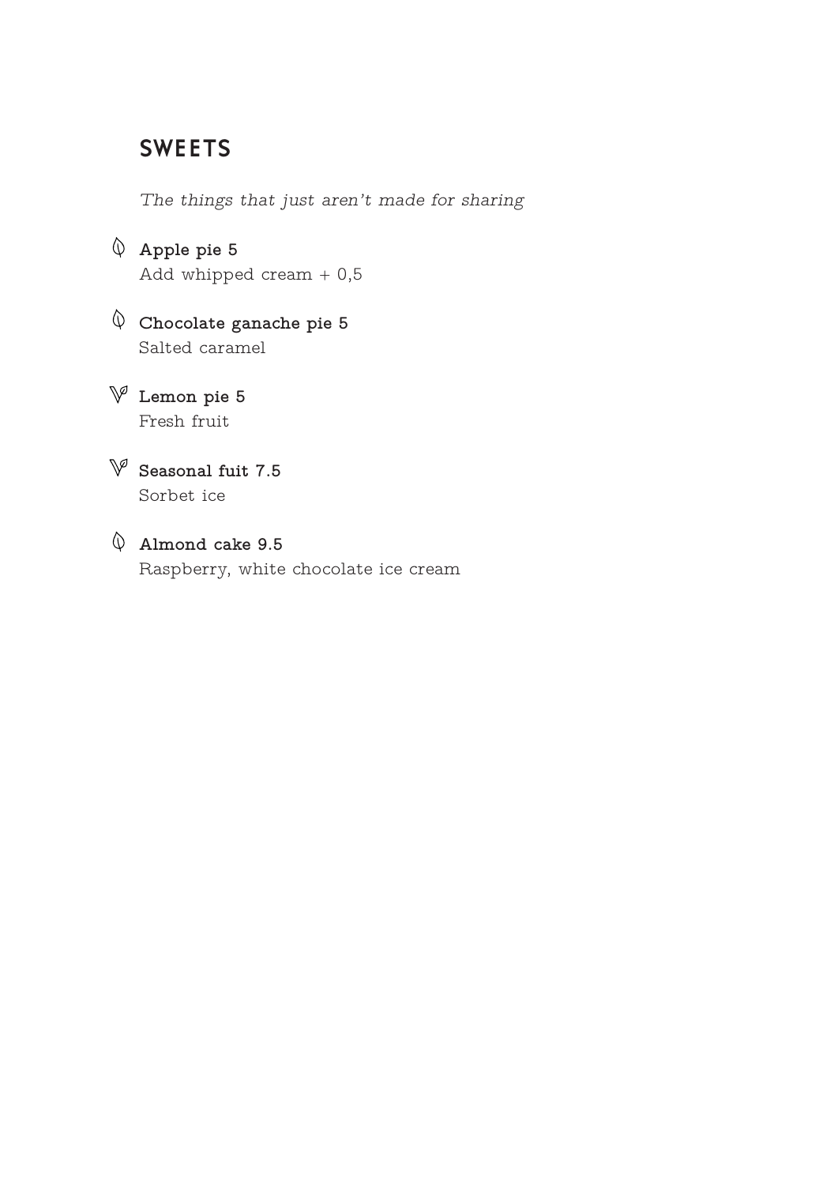## SWEETS

*The things that just aren't made for sharing*

**Apple pie 5**
Add whipped cream + 0,5

**Chocolate ganache pie 5**
Salted caramel

**Lemon pie 5**
Fresh fruit

**Seasonal fuit 7.5**
Sorbet ice

**Almond cake 9.5**
Raspberry, white chocolate ice cream